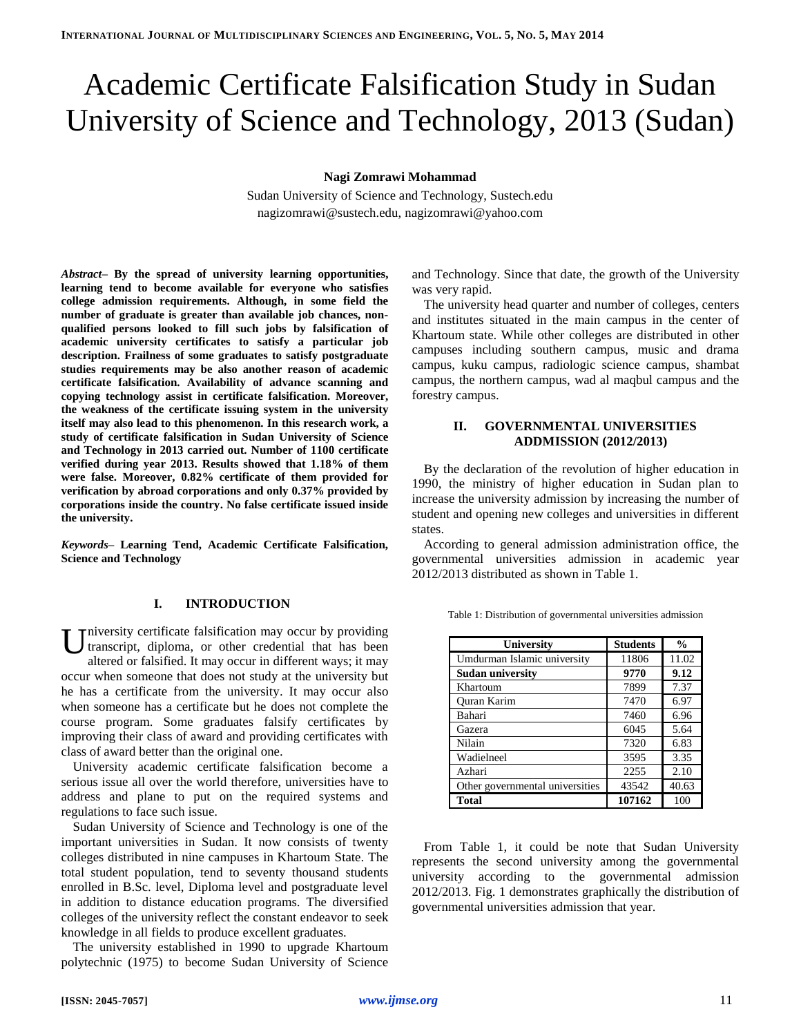# Academic Certificate Falsification Study in Sudan University of Science and Technology, 2013 (Sudan)

**Nagi Zomrawi Mohammad**

Sudan University of Science and Technology, Sustech.edu
nagizomrawi@sustech.edu, nagizomrawi@yahoo.com

***Abstract*– By the spread of university learning opportunities, learning tend to become available for everyone who satisfies college admission requirements. Although, in some field the number of graduate is greater than available job chances, non-qualified persons looked to fill such jobs by falsification of academic university certificates to satisfy a particular job description. Frailness of some graduates to satisfy postgraduate studies requirements may be also another reason of academic certificate falsification. Availability of advance scanning and copying technology assist in certificate falsification. Moreover, the weakness of the certificate issuing system in the university itself may also lead to this phenomenon. In this research work, a study of certificate falsification in Sudan University of Science and Technology in 2013 carried out. Number of 1100 certificate verified during year 2013. Results showed that 1.18% of them were false. Moreover, 0.82% certificate of them provided for verification by abroad corporations and only 0.37% provided by corporations inside the country. No false certificate issued inside the university.**

***Keywords*– Learning Tend, Academic Certificate Falsification, Science and Technology**

## I. INTRODUCTION

University certificate falsification may occur by providing transcript, diploma, or other credential that has been altered or falsified. It may occur in different ways; it may occur when someone that does not study at the university but he has a certificate from the university. It may occur also when someone has a certificate but he does not complete the course program. Some graduates falsify certificates by improving their class of award and providing certificates with class of award better than the original one.

University academic certificate falsification become a serious issue all over the world therefore, universities have to address and plane to put on the required systems and regulations to face such issue.

Sudan University of Science and Technology is one of the important universities in Sudan. It now consists of twenty colleges distributed in nine campuses in Khartoum State. The total student population, tend to seventy thousand students enrolled in B.Sc. level, Diploma level and postgraduate level in addition to distance education programs. The diversified colleges of the university reflect the constant endeavor to seek knowledge in all fields to produce excellent graduates.

The university established in 1990 to upgrade Khartoum polytechnic (1975) to become Sudan University of Science and Technology. Since that date, the growth of the University was very rapid.

The university head quarter and number of colleges, centers and institutes situated in the main campus in the center of Khartoum state. While other colleges are distributed in other campuses including southern campus, music and drama campus, kuku campus, radiologic science campus, shambat campus, the northern campus, wad al maqbul campus and the forestry campus.

## II. GOVERNMENTAL UNIVERSITIES ADDMISSION (2012/2013)

By the declaration of the revolution of higher education in 1990, the ministry of higher education in Sudan plan to increase the university admission by increasing the number of student and opening new colleges and universities in different states.

According to general admission administration office, the governmental universities admission in academic year 2012/2013 distributed as shown in Table 1.

Table 1: Distribution of governmental universities admission

| University | Students | % |
|---|---|---|
| Umdurman Islamic university | 11806 | 11.02 |
| **Sudan university** | **9770** | **9.12** |
| Khartoum | 7899 | 7.37 |
| Quran Karim | 7470 | 6.97 |
| Bahari | 7460 | 6.96 |
| Gazera | 6045 | 5.64 |
| Nilain | 7320 | 6.83 |
| Wadielneel | 3595 | 3.35 |
| Azhari | 2255 | 2.10 |
| Other governmental universities | 43542 | 40.63 |
| **Total** | **107162** | 100 |

From Table 1, it could be note that Sudan University represents the second university among the governmental university according to the governmental admission 2012/2013. Fig. 1 demonstrates graphically the distribution of governmental universities admission that year.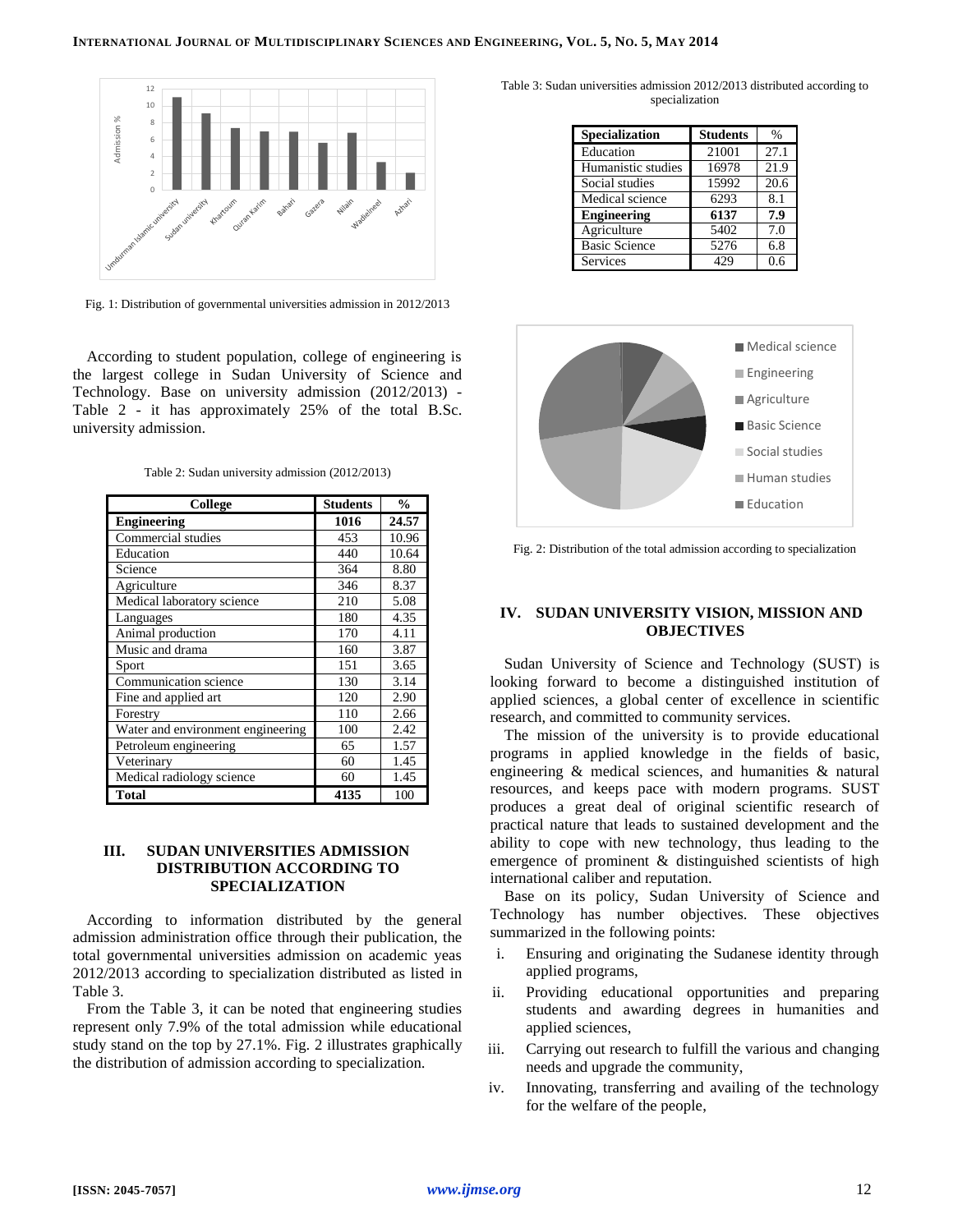Fig. 1: Distribution of governmental universities admission in 2012/2013

According to student population, college of engineering is the largest college in Sudan University of Science and Technology. Base on university admission (2012/2013) - Table 2 - it has approximately 25% of the total B.Sc. university admission.

Table 2: Sudan university admission (2012/2013)

| College | Students | % |
|---|---|---|
| **Engineering** | **1016** | **24.57** |
| Commercial studies | 453 | 10.96 |
| Education | 440 | 10.64 |
| Science | 364 | 8.80 |
| Agriculture | 346 | 8.37 |
| Medical laboratory science | 210 | 5.08 |
| Languages | 180 | 4.35 |
| Animal production | 170 | 4.11 |
| Music and drama | 160 | 3.87 |
| Sport | 151 | 3.65 |
| Communication science | 130 | 3.14 |
| Fine and applied art | 120 | 2.90 |
| Forestry | 110 | 2.66 |
| Water and environment engineering | 100 | 2.42 |
| Petroleum engineering | 65 | 1.57 |
| Veterinary | 60 | 1.45 |
| Medical radiology science | 60 | 1.45 |
| **Total** | **4135** | 100 |

## III. SUDAN UNIVERSITIES ADMISSION DISTRIBUTION ACCORDING TO SPECIALIZATION

According to information distributed by the general admission administration office through their publication, the total governmental universities admission on academic yeas 2012/2013 according to specialization distributed as listed in Table 3.

From the Table 3, it can be noted that engineering studies represent only 7.9% of the total admission while educational study stand on the top by 27.1%. Fig. 2 illustrates graphically the distribution of admission according to specialization.

Table 3: Sudan universities admission 2012/2013 distributed according to specialization

| Specialization | Students | % |
|---|---|---|
| Education | 21001 | 27.1 |
| Humanistic studies | 16978 | 21.9 |
| Social studies | 15992 | 20.6 |
| Medical science | 6293 | 8.1 |
| **Engineering** | **6137** | **7.9** |
| Agriculture | 5402 | 7.0 |
| Basic Science | 5276 | 6.8 |
| Services | 429 | 0.6 |

Fig. 2: Distribution of the total admission according to specialization

## IV. SUDAN UNIVERSITY VISION, MISSION AND OBJECTIVES

Sudan University of Science and Technology (SUST) is looking forward to become a distinguished institution of applied sciences, a global center of excellence in scientific research, and committed to community services.

The mission of the university is to provide educational programs in applied knowledge in the fields of basic, engineering & medical sciences, and humanities & natural resources, and keeps pace with modern programs. SUST produces a great deal of original scientific research of practical nature that leads to sustained development and the ability to cope with new technology, thus leading to the emergence of prominent & distinguished scientists of high international caliber and reputation.

Base on its policy, Sudan University of Science and Technology has number objectives. These objectives summarized in the following points:

i. Ensuring and originating the Sudanese identity through applied programs,
ii. Providing educational opportunities and preparing students and awarding degrees in humanities and applied sciences,
iii. Carrying out research to fulfill the various and changing needs and upgrade the community,
iv. Innovating, transferring and availing of the technology for the welfare of the people,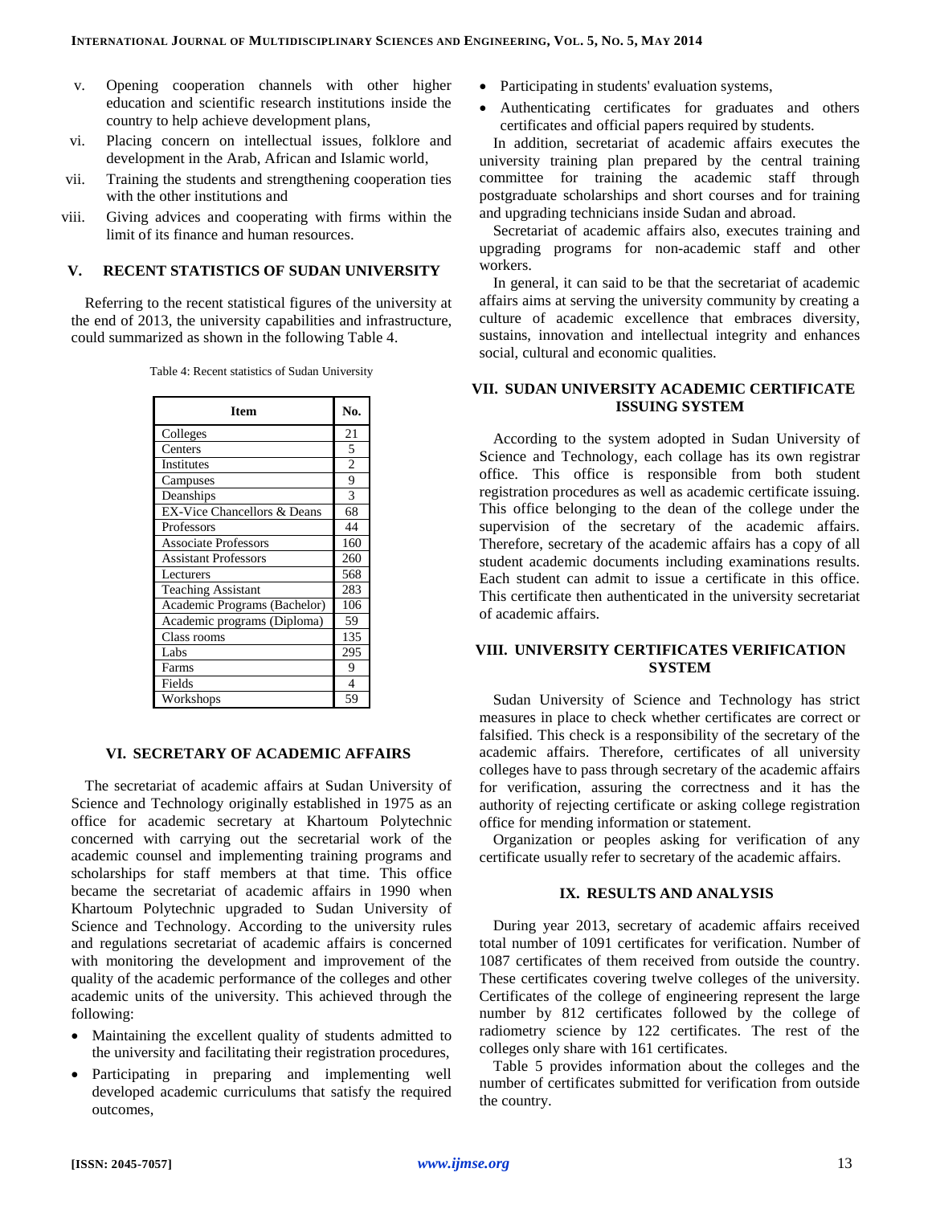v. Opening cooperation channels with other higher education and scientific research institutions inside the country to help achieve development plans,

vi. Placing concern on intellectual issues, folklore and development in the Arab, African and Islamic world,

vii. Training the students and strengthening cooperation ties with the other institutions and

viii. Giving advices and cooperating with firms within the limit of its finance and human resources.

## V. RECENT STATISTICS OF SUDAN UNIVERSITY

Referring to the recent statistical figures of the university at the end of 2013, the university capabilities and infrastructure, could summarized as shown in the following Table 4.

Table 4: Recent statistics of Sudan University

| Item | No. |
|---|---|
| Colleges | 21 |
| Centers | 5 |
| Institutes | 2 |
| Campuses | 9 |
| Deanships | 3 |
| EX-Vice Chancellors & Deans | 68 |
| Professors | 44 |
| Associate Professors | 160 |
| Assistant Professors | 260 |
| Lecturers | 568 |
| Teaching Assistant | 283 |
| Academic Programs (Bachelor) | 106 |
| Academic programs (Diploma) | 59 |
| Class rooms | 135 |
| Labs | 295 |
| Farms | 9 |
| Fields | 4 |
| Workshops | 59 |

## VI. SECRETARY OF ACADEMIC AFFAIRS

The secretariat of academic affairs at Sudan University of Science and Technology originally established in 1975 as an office for academic secretary at Khartoum Polytechnic concerned with carrying out the secretarial work of the academic counsel and implementing training programs and scholarships for staff members at that time. This office became the secretariat of academic affairs in 1990 when Khartoum Polytechnic upgraded to Sudan University of Science and Technology. According to the university rules and regulations secretariat of academic affairs is concerned with monitoring the development and improvement of the quality of the academic performance of the colleges and other academic units of the university. This achieved through the following:

- Maintaining the excellent quality of students admitted to the university and facilitating their registration procedures,
- Participating in preparing and implementing well developed academic curriculums that satisfy the required outcomes,
- Participating in students' evaluation systems,
- Authenticating certificates for graduates and others certificates and official papers required by students.

In addition, secretariat of academic affairs executes the university training plan prepared by the central training committee for training the academic staff through postgraduate scholarships and short courses and for training and upgrading technicians inside Sudan and abroad.

Secretariat of academic affairs also, executes training and upgrading programs for non-academic staff and other workers.

In general, it can said to be that the secretariat of academic affairs aims at serving the university community by creating a culture of academic excellence that embraces diversity, sustains, innovation and intellectual integrity and enhances social, cultural and economic qualities.

## VII. SUDAN UNIVERSITY ACADEMIC CERTIFICATE ISSUING SYSTEM

According to the system adopted in Sudan University of Science and Technology, each collage has its own registrar office. This office is responsible from both student registration procedures as well as academic certificate issuing. This office belonging to the dean of the college under the supervision of the secretary of the academic affairs. Therefore, secretary of the academic affairs has a copy of all student academic documents including examinations results. Each student can admit to issue a certificate in this office. This certificate then authenticated in the university secretariat of academic affairs.

## VIII. UNIVERSITY CERTIFICATES VERIFICATION SYSTEM

Sudan University of Science and Technology has strict measures in place to check whether certificates are correct or falsified. This check is a responsibility of the secretary of the academic affairs. Therefore, certificates of all university colleges have to pass through secretary of the academic affairs for verification, assuring the correctness and it has the authority of rejecting certificate or asking college registration office for mending information or statement.

Organization or peoples asking for verification of any certificate usually refer to secretary of the academic affairs.

## IX. RESULTS AND ANALYSIS

During year 2013, secretary of academic affairs received total number of 1091 certificates for verification. Number of 1087 certificates of them received from outside the country. These certificates covering twelve colleges of the university. Certificates of the college of engineering represent the large number by 812 certificates followed by the college of radiometry science by 122 certificates. The rest of the colleges only share with 161 certificates.

Table 5 provides information about the colleges and the number of certificates submitted for verification from outside the country.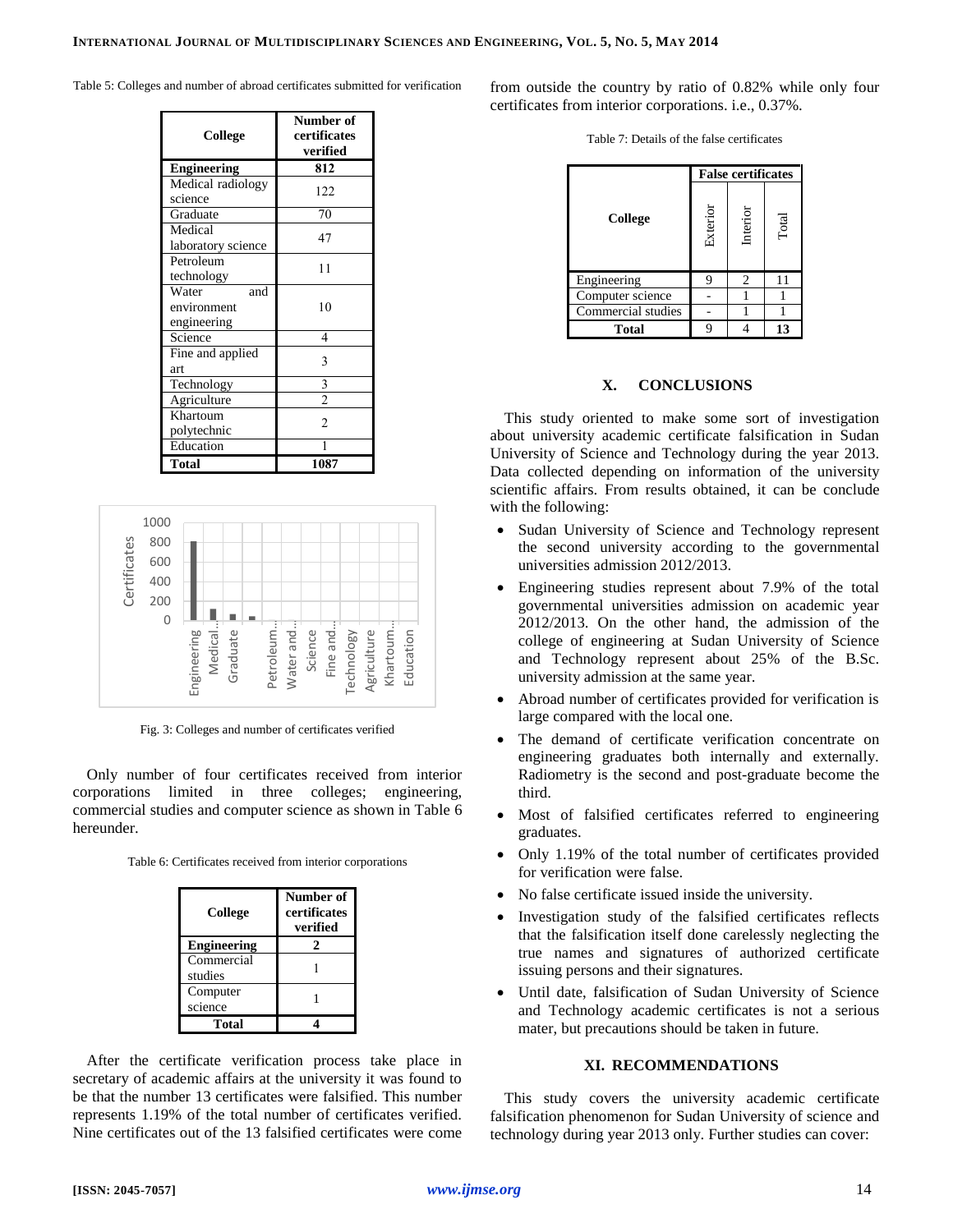Table 5: Colleges and number of abroad certificates submitted for verification

| College | Number of certificates verified |
|---|---|
| **Engineering** | **812** |
| Medical radiology science | 122 |
| Graduate | 70 |
| Medical laboratory science | 47 |
| Petroleum technology | 11 |
| Water and environment engineering | 10 |
| Science | 4 |
| Fine and applied art | 3 |
| Technology | 3 |
| Agriculture | 2 |
| Khartoum polytechnic | 2 |
| Education | 1 |
| **Total** | **1087** |

Fig. 3: Colleges and number of certificates verified

Only number of four certificates received from interior corporations limited in three colleges; engineering, commercial studies and computer science as shown in Table 6 hereunder.

Table 6: Certificates received from interior corporations

| College | Number of certificates verified |
|---|---|
| **Engineering** | **2** |
| Commercial studies | 1 |
| Computer science | 1 |
| **Total** | **4** |

After the certificate verification process take place in secretary of academic affairs at the university it was found to be that the number 13 certificates were falsified. This number represents 1.19% of the total number of certificates verified. Nine certificates out of the 13 falsified certificates were come from outside the country by ratio of 0.82% while only four certificates from interior corporations. i.e., 0.37%.

Table 7: Details of the false certificates

| College | False certificates | | |
|---|---|---|---|
| | Exterior | Interior | Total |
| Engineering | 9 | 2 | 11 |
| Computer science | - | 1 | 1 |
| Commercial studies | - | 1 | 1 |
| **Total** | 9 | 4 | **13** |

## X. CONCLUSIONS

This study oriented to make some sort of investigation about university academic certificate falsification in Sudan University of Science and Technology during the year 2013. Data collected depending on information of the university scientific affairs. From results obtained, it can be conclude with the following:

- Sudan University of Science and Technology represent the second university according to the governmental universities admission 2012/2013.
- Engineering studies represent about 7.9% of the total governmental universities admission on academic year 2012/2013. On the other hand, the admission of the college of engineering at Sudan University of Science and Technology represent about 25% of the B.Sc. university admission at the same year.
- Abroad number of certificates provided for verification is large compared with the local one.
- The demand of certificate verification concentrate on engineering graduates both internally and externally. Radiometry is the second and post-graduate become the third.
- Most of falsified certificates referred to engineering graduates.
- Only 1.19% of the total number of certificates provided for verification were false.
- No false certificate issued inside the university.
- Investigation study of the falsified certificates reflects that the falsification itself done carelessly neglecting the true names and signatures of authorized certificate issuing persons and their signatures.
- Until date, falsification of Sudan University of Science and Technology academic certificates is not a serious mater, but precautions should be taken in future.

## XI. RECOMMENDATIONS

This study covers the university academic certificate falsification phenomenon for Sudan University of science and technology during year 2013 only. Further studies can cover: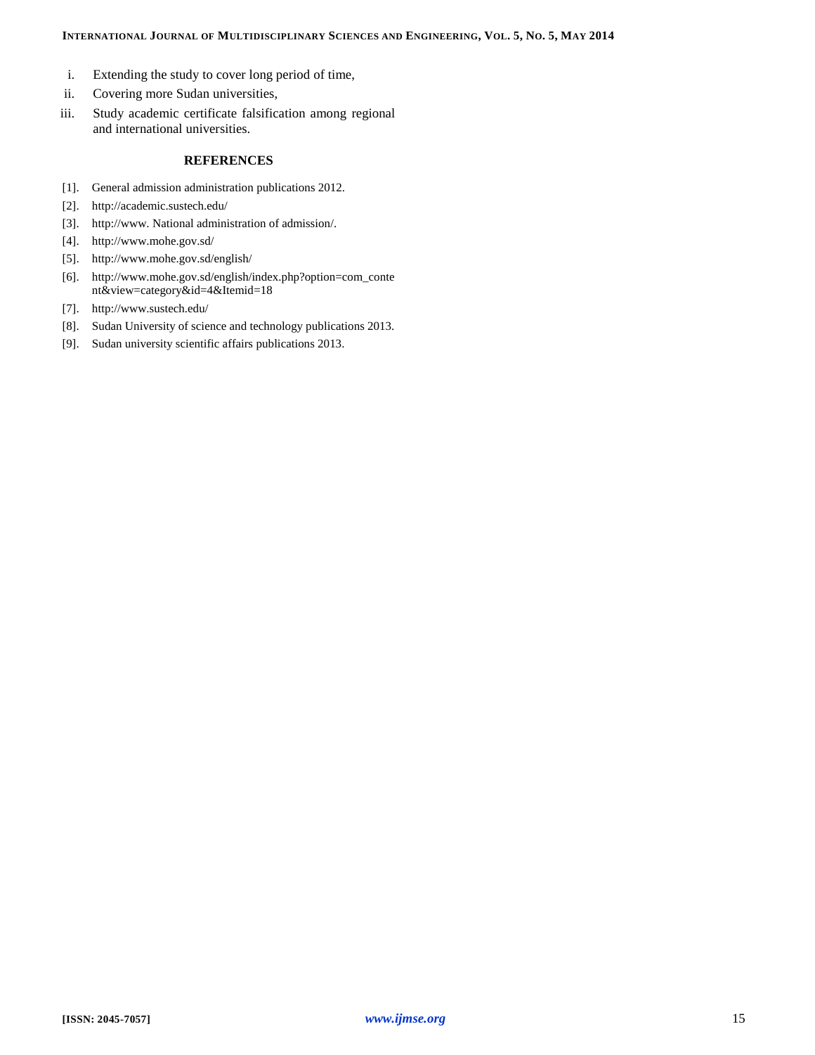i. Extending the study to cover long period of time,
ii. Covering more Sudan universities,
iii. Study academic certificate falsification among regional and international universities.

## REFERENCES

[1]. General admission administration publications 2012.

[2]. http://academic.sustech.edu/

[3]. http://www. National administration of admission/.

[4]. http://www.mohe.gov.sd/

[5]. http://www.mohe.gov.sd/english/

[6]. http://www.mohe.gov.sd/english/index.php?option=com_content&view=category&id=4&Itemid=18

[7]. http://www.sustech.edu/

[8]. Sudan University of science and technology publications 2013.

[9]. Sudan university scientific affairs publications 2013.